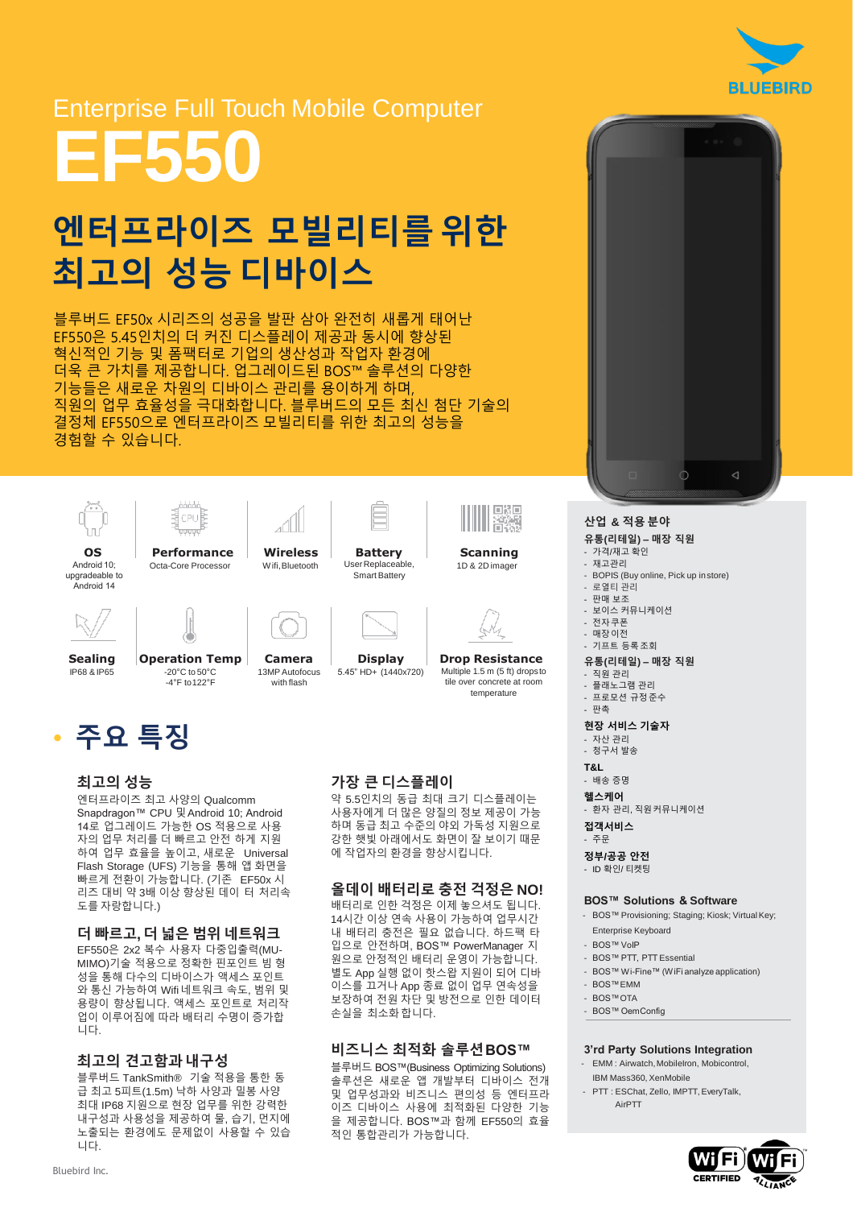Enterprise Full Touch Mobile Computer

# EF550

## 엔터프라이즈 모빌리티를 위한 최고의 성능 디바이스

블루버드 EF50x 시리즈의 성공을 발판 삼아 완전히 새롭게 태어난 EF550은 5.45인치의 더 커진 디스플레이 제공과 동시에 향상된 혁신적인 기능 및 폼팩터로 기업의 생산성과 작업자 환경에 더욱 큰 가치를 제공합니다. 업그레이드된 BOS™ 솔루션의 다양한 기능들은 새로운 차원의 디바이스 관리를 용이하게 하며, 직원의 업무 효율성을 극대화합니다. 블루버드의 모든 최신 첨단 기술의 결정체 EF550으로 엔터프라이즈 모빌리티를 위한 최고의 성능을 경험할 수 있습니다.

**OS**
Android 10; upgradeable to Android 14

**Performance**
Octa-Core Processor

**Wireless**
Wifi, Bluetooth

**Battery**
User Replaceable, Smart Battery

**Scanning**
1D & 2D imager

**Sealing**
IP68 & IP65

**Operation Temp**
-20°C to 50°C
-4°F to 122°F

**Camera**
13MP Autofocus with flash

**Display**
5.45" HD+ (1440x720)

**Drop Resistance**
Multiple 1.5 m (5 ft) drops to tile over concrete at room temperature

## • 주요 특징

### 최고의 성능

엔터프라이즈 최고 사양의 Qualcomm Snapdragon™ CPU 및 Android 10; Android 14로 업그레이드 가능한 OS 적용으로 사용자의 업무 처리를 더 빠르고 안전 하게 지원하여 업무 효율성을 높이고, 새로운 Universal Flash Storage (UFS) 기능을 통해 앱 화면을 빠르게 전환이 가능합니다. (기존 EF50x 시리즈 대비 약 3배 이상 향상된 데이 터 처리속도를 자랑합니다.)

### 더 빠르고, 더 넓은 범위 네트워크

EF550은 2x2 복수 사용자 다중입출력(MU-MIMO)기술 적용으로 정확한 핀포인트 빔 형성을 통해 다수의 디바이스가 액세스 포인트와 통신 가능하여 Wifi 네트워크 속도, 범위 및 용량이 향상됩니다. 액세스 포인트로 처리작업이 이루어짐에 따라 배터리 수명이 증가합니다.

### 최고의 견고함과 내구성

블루버드 TankSmith® 기술 적용을 통한 동급 최고 5피트(1.5m) 낙하 사양과 밀봉 사양 최대 IP68 지원으로 현장 업무를 위한 강력한 내구성과 사용성을 제공하며 물, 습기, 먼지에 노출되는 환경에도 문제없이 사용할 수 있습니다.

### 가장 큰 디스플레이

약 5.5인치의 동급 최대 크기 디스플레이는 사용자에게 더 많은 양질의 정보 제공이 가능하며 동급 최고 수준의 야외 가독성 지원으로 강한 햇빛 아래에서도 화면이 잘 보이기 때문에 작업자의 환경을 향상시킵니다.

### 올데이 배터리로 충전 걱정은 NO!

배터리로 인한 걱정은 이제 놓으셔도 됩니다. 14시간 이상 연속 사용이 가능하여 업무시간 내 배터리 충전은 필요 없습니다. 하드팩 타입으로 안전하며, BOS™ PowerManager 지원으로 안정적인 배터리 운영이 가능합니다. 별도 App 실행 없이 핫스왑 지원이 되어 디바이스를 끄거나 App 종료 없이 업무 연속성을 보장하여 전원 차단 및 방전으로 인한 데이터 손실을 최소화 합니다.

### 비즈니스 최적화 솔루션BOS™

블루버드 BOS™(Business Optimizing Solutions) 솔루션은 새로운 앱 개발부터 디바이스 전개 및 업무성과와 비즈니스 편의성 등 엔터프라이즈 디바이스 사용에 최적화된 다양한 기능을 제공합니다. BOS™과 함께 EF550의 효율적인 통합관리가 가능합니다.

### 산업 & 적용 분야

**유통(리테일) – 매장 직원**
- 가격/재고 확인
- 재고관리
- BOPIS (Buy online, Pick up in store)
- 로열티 관리
- 판매 보조
- 보이스 커뮤니케이션
- 전자쿠폰
- 매장이전
- 기프트 등록조회

**유통(리테일) – 매장 직원**
- 직원 관리
- 플래노그램 관리
- 프로모션 규정준수
- 판촉

**현장 서비스 기술자**
- 자산 관리
- 청구서 발송

**T&L**
- 배송 증명

**헬스케어**
- 환자 관리, 직원커뮤니케이션

**접객서비스**
- 주문

**정부/공공 안전**
- ID 확인/ 티켓팅

### BOS™ Solutions & Software

- BOS™ Provisioning; Staging; Kiosk; Virtual Key; Enterprise Keyboard
- BOS™ VoIP
- BOS™ PTT, PTT Essential
- BOS™ Wi-Fine™ (WiFi analyze application)
- BOS™ EMM
- BOS™ OTA
- BOS™ OemConfig

### 3'rd Party Solutions Integration

- EMM : Airwatch, MobileIron, Mobicontrol, IBM Mass360, XenMobile
- PTT : ESChat, Zello, IMPTT, EveryTalk, AirPTT

Bluebird Inc.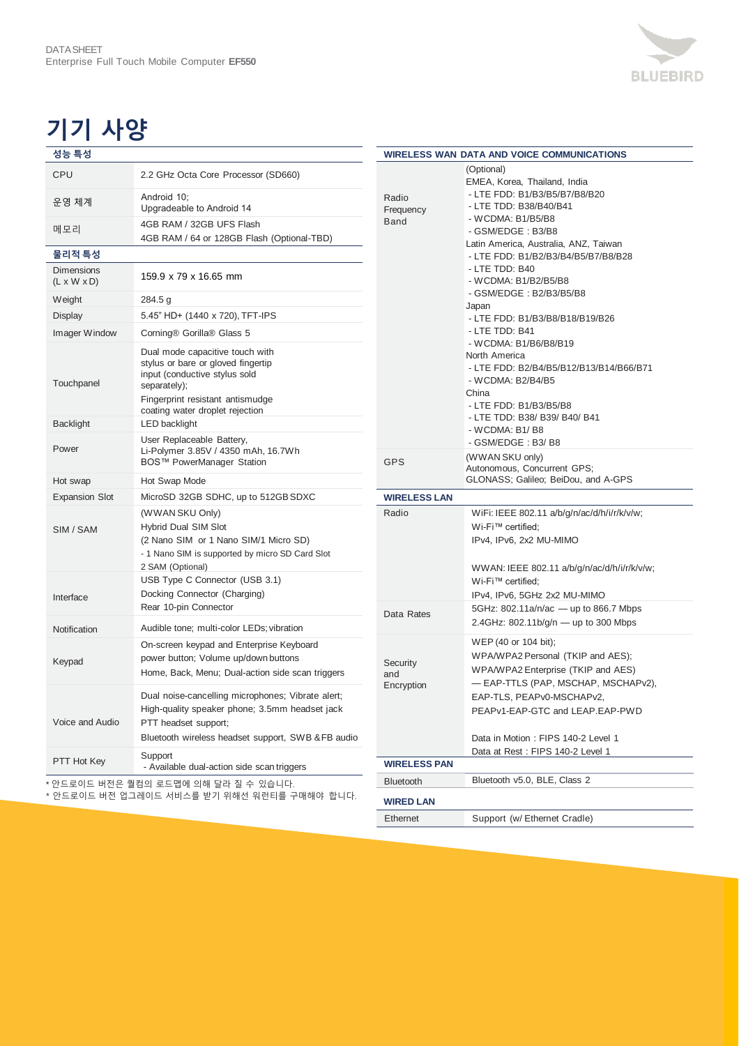DATASHEET
Enterprise Full Touch Mobile Computer **EF550**

# 기기 사양

| 성능 특성 | |
|---|---|
| CPU | 2.2 GHz Octa Core Processor (SD660) |
| 운영 체계 | Android 10; Upgradeable to Android 14 |
| 메모리 | 4GB RAM / 32GB UFS Flash<br>4GB RAM / 64 or 128GB Flash (Optional-TBD) |
| **물리적 특성** | |
| Dimensions (L x W x D) | 159.9 x 79 x 16.65 mm |
| Weight | 284.5 g |
| Display | 5.45" HD+ (1440 x 720), TFT-IPS |
| Imager Window | Corning® Gorilla® Glass 5 |
| Touchpanel | Dual mode capacitive touch with stylus or bare or gloved fingertip input (conductive stylus sold separately);<br>Fingerprint resistant antismudge coating water droplet rejection |
| Backlight | LED backlight |
| Power | User Replaceable Battery, Li-Polymer 3.85V / 4350 mAh, 16.7Wh<br>BOS™ PowerManager Station |
| Hot swap | Hot Swap Mode |
| Expansion Slot | MicroSD 32GB SDHC, up to 512GB SDXC |
| SIM / SAM | (WWAN SKU Only)<br>Hybrid Dual SIM Slot<br>(2 Nano SIM or 1 Nano SIM/1 Micro SD)<br>- 1 Nano SIM is supported by micro SD Card Slot<br>2 SAM (Optional) |
| Interface | USB Type C Connector (USB 3.1)<br>Docking Connector (Charging)<br>Rear 10-pin Connector |
| Notification | Audible tone; multi-color LEDs; vibration |
| Keypad | On-screen keypad and Enterprise Keyboard<br>power button; Volume up/down buttons<br>Home, Back, Menu; Dual-action side scan triggers |
| Voice and Audio | Dual noise-cancelling microphones; Vibrate alert;<br>High-quality speaker phone; 3.5mm headset jack<br>PTT headset support;<br>Bluetooth wireless headset support, SWB &FB audio |
| PTT Hot Key | Support<br>- Available dual-action side scan triggers |

* 안드로이드 버전은 퀄컴의 로드맵에 의해 달라 질 수 있습니다.
* 안드로이드 버전 업그레이드 서비스를 받기 위해선 워런티를 구매해야 합니다.

| WIRELESS WAN DATA AND VOICE COMMUNICATIONS | |
|---|---|
| Radio Frequency Band | (Optional)<br>EMEA, Korea, Thailand, India<br>- LTE FDD: B1/B3/B5/B7/B8/B20<br>- LTE TDD: B38/B40/B41<br>- WCDMA: B1/B5/B8<br>- GSM/EDGE : B3/B8<br>Latin America, Australia, ANZ, Taiwan<br>- LTE FDD: B1/B2/B3/B4/B5/B7/B8/B28<br>- LTE TDD: B40<br>- WCDMA: B1/B2/B5/B8<br>- GSM/EDGE : B2/B3/B5/B8<br>Japan<br>- LTE FDD: B1/B3/B8/B18/B19/B26<br>- LTE TDD: B41<br>- WCDMA: B1/B6/B8/B19<br>North America<br>- LTE FDD: B2/B4/B5/B12/B13/B14/B66/B71<br>- WCDMA: B2/B4/B5<br>China<br>- LTE FDD: B1/B3/B5/B8<br>- LTE TDD: B38/ B39/ B40/ B41<br>- WCDMA: B1/ B8<br>- GSM/EDGE : B3/ B8 |
| GPS | (WWAN SKU only)<br>Autonomous, Concurrent GPS;<br>GLONASS; Galileo; BeiDou, and A-GPS |
| **WIRELESS LAN** | |
| Radio | WiFi: IEEE 802.11 a/b/g/n/ac/d/h/i/r/k/v/w;<br>Wi-Fi™ certified;<br>IPv4, IPv6, 2x2 MU-MIMO<br><br>WWAN: IEEE 802.11 a/b/g/n/ac/d/h/i/r/k/v/w;<br>Wi-Fi™ certified;<br>IPv4, IPv6, 5GHz 2x2 MU-MIMO |
| Data Rates | 5GHz: 802.11a/n/ac — up to 866.7 Mbps<br>2.4GHz: 802.11b/g/n — up to 300 Mbps |
| Security and Encryption | WEP (40 or 104 bit);<br>WPA/WPA2 Personal (TKIP and AES);<br>WPA/WPA2 Enterprise (TKIP and AES)<br>— EAP-TTLS (PAP, MSCHAP, MSCHAPv2),<br>EAP-TLS, PEAPv0-MSCHAPv2,<br>PEAPv1-EAP-GTC and LEAP.EAP-PWD<br><br>Data in Motion : FIPS 140-2 Level 1<br>Data at Rest : FIPS 140-2 Level 1 |
| **WIRELESS PAN** | |
| Bluetooth | Bluetooth v5.0, BLE, Class 2 |
| **WIRED LAN** | |
| Ethernet | Support (w/ Ethernet Cradle) |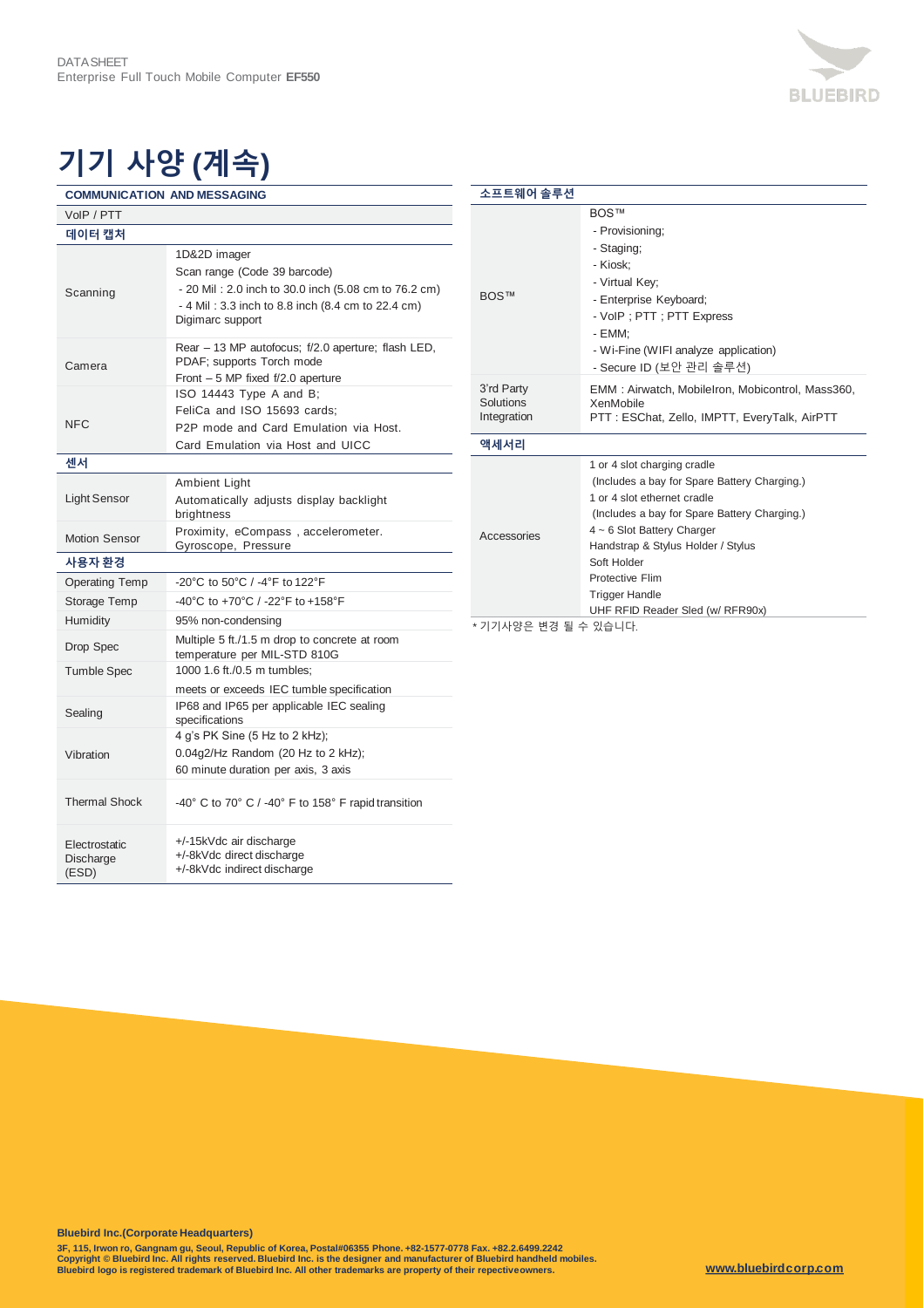# 기기 사양 (계속)

| COMMUNICATION AND MESSAGING | |
|---|---|
| VoIP / PTT | |
| **데이터 캡처** | |
| Scanning | 1D&2D imager<br>Scan range (Code 39 barcode)<br>- 20 Mil : 2.0 inch to 30.0 inch (5.08 cm to 76.2 cm)<br>- 4 Mil : 3.3 inch to 8.8 inch (8.4 cm to 22.4 cm)<br>Digimarc support |
| Camera | Rear – 13 MP autofocus; f/2.0 aperture; flash LED, PDAF; supports Torch mode<br>Front – 5 MP fixed f/2.0 aperture |
| NFC | ISO 14443 Type A and B;<br>FeliCa and ISO 15693 cards;<br>P2P mode and Card Emulation via Host.<br>Card Emulation via Host and UICC |
| **센서** | |
| Light Sensor | Ambient Light<br>Automatically adjusts display backlight brightness |
| Motion Sensor | Proximity, eCompass , accelerometer.<br>Gyroscope, Pressure |
| **사용자 환경** | |
| Operating Temp | -20°C to 50°C / -4°F to 122°F |
| Storage Temp | -40°C to +70°C / -22°F to +158°F |
| Humidity | 95% non-condensing |
| Drop Spec | Multiple 5 ft./1.5 m drop to concrete at room temperature per MIL-STD 810G |
| Tumble Spec | 1000 1.6 ft./0.5 m tumbles;<br>meets or exceeds IEC tumble specification |
| Sealing | IP68 and IP65 per applicable IEC sealing specifications |
| Vibration | 4 g's PK Sine (5 Hz to 2 kHz);<br>0.04g2/Hz Random (20 Hz to 2 kHz);<br>60 minute duration per axis, 3 axis |
| Thermal Shock | -40° C to 70° C / -40° F to 158° F rapid transition |
| Electrostatic Discharge (ESD) | +/-15kVdc air discharge<br>+/-8kVdc direct discharge<br>+/-8kVdc indirect discharge |

| 소프트웨어 솔루션 | |
|---|---|
| BOS™ | BOS™<br>- Provisioning;<br>- Staging;<br>- Kiosk;<br>- Virtual Key;<br>- Enterprise Keyboard;<br>- VoIP ; PTT ; PTT Express<br>- EMM;<br>- Wi-Fine (WIFI analyze application)<br>- Secure ID (보안 관리 솔루션) |
| 3'rd Party Solutions Integration | EMM : Airwatch, MobileIron, Mobicontrol, Mass360, XenMobile<br>PTT : ESChat, Zello, IMPTT, EveryTalk, AirPTT |
| **액세서리** | |
| Accessories | 1 or 4 slot charging cradle<br>(Includes a bay for Spare Battery Charging.)<br>1 or 4 slot ethernet cradle<br>(Includes a bay for Spare Battery Charging.)<br>4 ~ 6 Slot Battery Charger<br>Handstrap & Stylus Holder / Stylus<br>Soft Holder<br>Protective Flim<br>Trigger Handle<br>UHF RFID Reader Sled (w/ RFR90x) |

* 기기사양은 변경 될 수 있습니다.

**Bluebird Inc.(Corporate Headquarters)**

**3F, 115, Irwon ro, Gangnam gu, Seoul, Republic of Korea, Postal#06355 Phone. +82-1577-0778 Fax. +82.2.6499.2242**
**Copyright © Bluebird Inc. All rights reserved. Bluebird Inc. is the designer and manufacturer of Bluebird handheld mobiles.**
**Bluebird logo is registered trademark of Bluebird Inc. All other trademarks are property of their repective owners.**

**www.bluebirdcorp.com**